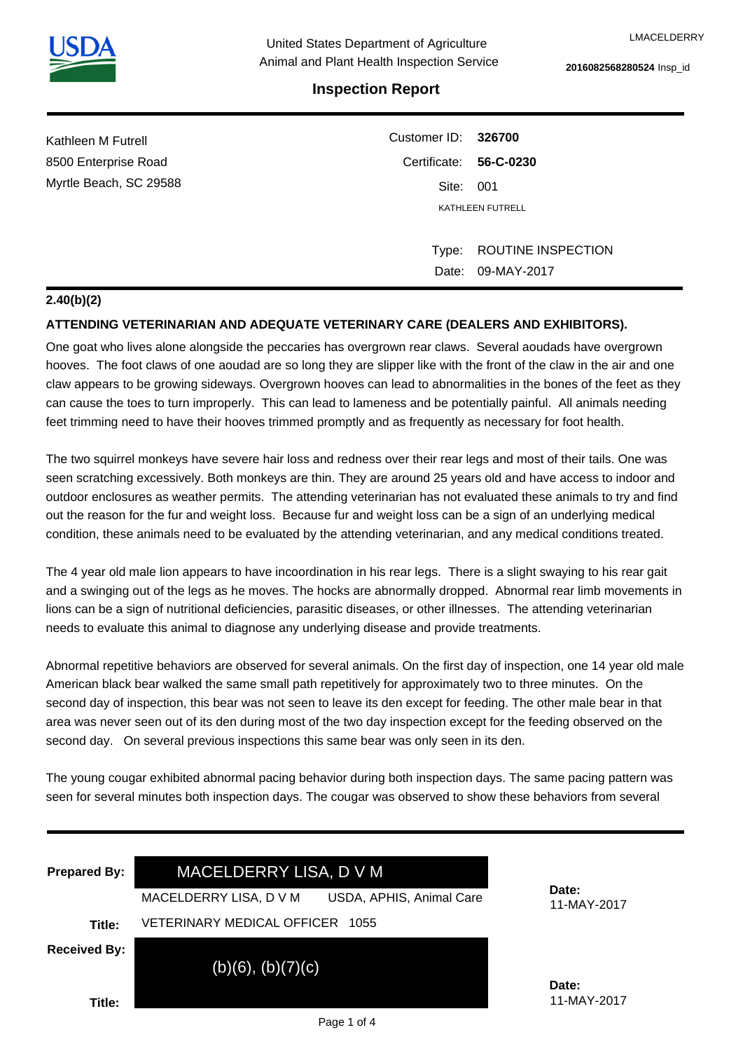United States Department of Agriculture
Animal and Plant Health Inspection Service

LMACELDERRY

**2016082568280524** Insp_id

## Inspection Report

Kathleen M Futrell
8500 Enterprise Road
Myrtle Beach, SC 29588

Customer ID: **326700**
Certificate: **56-C-0230**
Site: 001
KATHLEEN FUTRELL

Type: ROUTINE INSPECTION
Date: 09-MAY-2017

**2.40(b)(2)**

**ATTENDING VETERINARIAN AND ADEQUATE VETERINARY CARE (DEALERS AND EXHIBITORS).**

One goat who lives alone alongside the peccaries has overgrown rear claws. Several aoudads have overgrown hooves. The foot claws of one aoudad are so long they are slipper like with the front of the claw in the air and one claw appears to be growing sideways. Overgrown hooves can lead to abnormalities in the bones of the feet as they can cause the toes to turn improperly. This can lead to lameness and be potentially painful. All animals needing feet trimming need to have their hooves trimmed promptly and as frequently as necessary for foot health.

The two squirrel monkeys have severe hair loss and redness over their rear legs and most of their tails. One was seen scratching excessively. Both monkeys are thin. They are around 25 years old and have access to indoor and outdoor enclosures as weather permits. The attending veterinarian has not evaluated these animals to try and find out the reason for the fur and weight loss. Because fur and weight loss can be a sign of an underlying medical condition, these animals need to be evaluated by the attending veterinarian, and any medical conditions treated.

The 4 year old male lion appears to have incoordination in his rear legs. There is a slight swaying to his rear gait and a swinging out of the legs as he moves. The hocks are abnormally dropped. Abnormal rear limb movements in lions can be a sign of nutritional deficiencies, parasitic diseases, or other illnesses. The attending veterinarian needs to evaluate this animal to diagnose any underlying disease and provide treatments.

Abnormal repetitive behaviors are observed for several animals. On the first day of inspection, one 14 year old male American black bear walked the same small path repetitively for approximately two to three minutes. On the second day of inspection, this bear was not seen to leave its den except for feeding. The other male bear in that area was never seen out of its den during most of the two day inspection except for the feeding observed on the second day. On several previous inspections this same bear was only seen in its den.

The young cougar exhibited abnormal pacing behavior during both inspection days. The same pacing pattern was seen for several minutes both inspection days. The cougar was observed to show these behaviors from several

**Prepared By:** MACELDERRY LISA, D V M
MACELDERRY LISA, D V M — USDA, APHIS, Animal Care

**Title:** VETERINARY MEDICAL OFFICER 1055

**Date:** 11-MAY-2017

**Received By:** (b)(6), (b)(7)(c)

**Title:**

**Date:** 11-MAY-2017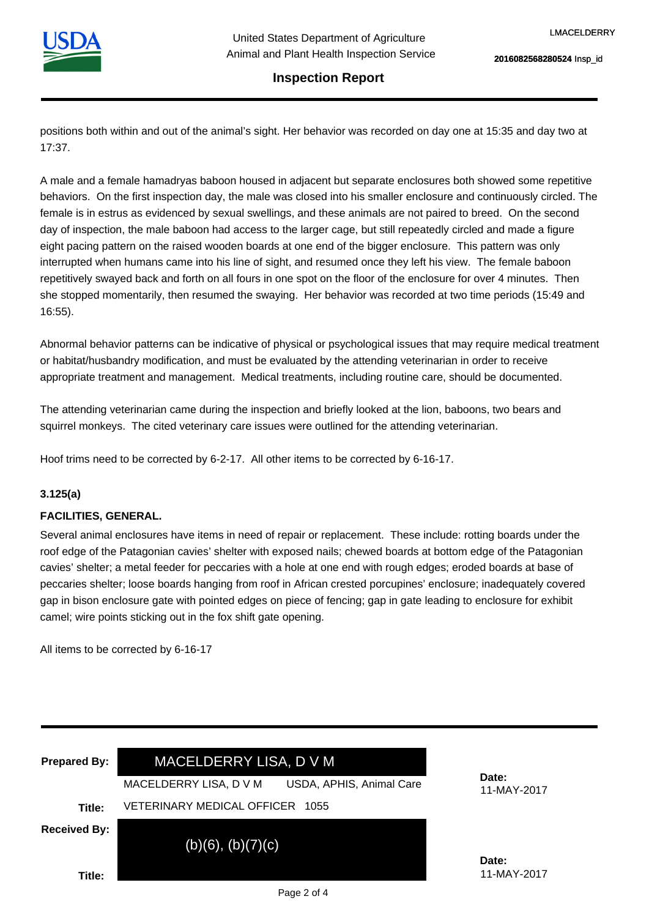positions both within and out of the animal's sight. Her behavior was recorded on day one at 15:35 and day two at 17:37.

A male and a female hamadryas baboon housed in adjacent but separate enclosures both showed some repetitive behaviors. On the first inspection day, the male was closed into his smaller enclosure and continuously circled. The female is in estrus as evidenced by sexual swellings, and these animals are not paired to breed. On the second day of inspection, the male baboon had access to the larger cage, but still repeatedly circled and made a figure eight pacing pattern on the raised wooden boards at one end of the bigger enclosure. This pattern was only interrupted when humans came into his line of sight, and resumed once they left his view. The female baboon repetitively swayed back and forth on all fours in one spot on the floor of the enclosure for over 4 minutes. Then she stopped momentarily, then resumed the swaying. Her behavior was recorded at two time periods (15:49 and 16:55).

Abnormal behavior patterns can be indicative of physical or psychological issues that may require medical treatment or habitat/husbandry modification, and must be evaluated by the attending veterinarian in order to receive appropriate treatment and management. Medical treatments, including routine care, should be documented.

The attending veterinarian came during the inspection and briefly looked at the lion, baboons, two bears and squirrel monkeys. The cited veterinary care issues were outlined for the attending veterinarian.

Hoof trims need to be corrected by 6-2-17. All other items to be corrected by 6-16-17.

**3.125(a)**

**FACILITIES, GENERAL.**

Several animal enclosures have items in need of repair or replacement. These include: rotting boards under the roof edge of the Patagonian cavies' shelter with exposed nails; chewed boards at bottom edge of the Patagonian cavies' shelter; a metal feeder for peccaries with a hole at one end with rough edges; eroded boards at base of peccaries shelter; loose boards hanging from roof in African crested porcupines' enclosure; inadequately covered gap in bison enclosure gate with pointed edges on piece of fencing; gap in gate leading to enclosure for exhibit camel; wire points sticking out in the fox shift gate opening.

All items to be corrected by 6-16-17

**Prepared By:** MACELDERRY LISA, D V M

MACELDERRY LISA, D V M — USDA, APHIS, Animal Care

**Date:** 11-MAY-2017

**Title:** VETERINARY MEDICAL OFFICER 1055

**Received By:** (b)(6), (b)(7)(c)

**Title:**

**Date:** 11-MAY-2017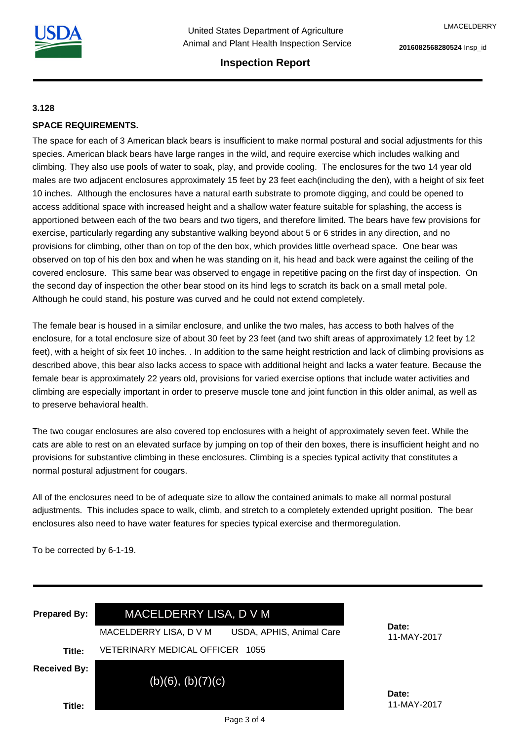**3.128**

**SPACE REQUIREMENTS.**

The space for each of 3 American black bears is insufficient to make normal postural and social adjustments for this species. American black bears have large ranges in the wild, and require exercise which includes walking and climbing. They also use pools of water to soak, play, and provide cooling. The enclosures for the two 14 year old males are two adjacent enclosures approximately 15 feet by 23 feet each(including the den), with a height of six feet 10 inches. Although the enclosures have a natural earth substrate to promote digging, and could be opened to access additional space with increased height and a shallow water feature suitable for splashing, the access is apportioned between each of the two bears and two tigers, and therefore limited. The bears have few provisions for exercise, particularly regarding any substantive walking beyond about 5 or 6 strides in any direction, and no provisions for climbing, other than on top of the den box, which provides little overhead space. One bear was observed on top of his den box and when he was standing on it, his head and back were against the ceiling of the covered enclosure. This same bear was observed to engage in repetitive pacing on the first day of inspection. On the second day of inspection the other bear stood on its hind legs to scratch its back on a small metal pole. Although he could stand, his posture was curved and he could not extend completely.

The female bear is housed in a similar enclosure, and unlike the two males, has access to both halves of the enclosure, for a total enclosure size of about 30 feet by 23 feet (and two shift areas of approximately 12 feet by 12 feet), with a height of six feet 10 inches. . In addition to the same height restriction and lack of climbing provisions as described above, this bear also lacks access to space with additional height and lacks a water feature. Because the female bear is approximately 22 years old, provisions for varied exercise options that include water activities and climbing are especially important in order to preserve muscle tone and joint function in this older animal, as well as to preserve behavioral health.

The two cougar enclosures are also covered top enclosures with a height of approximately seven feet. While the cats are able to rest on an elevated surface by jumping on top of their den boxes, there is insufficient height and no provisions for substantive climbing in these enclosures. Climbing is a species typical activity that constitutes a normal postural adjustment for cougars.

All of the enclosures need to be of adequate size to allow the contained animals to make all normal postural adjustments. This includes space to walk, climb, and stretch to a completely extended upright position. The bear enclosures also need to have water features for species typical exercise and thermoregulation.

To be corrected by 6-1-19.

---

| | | |
|---|---|---|
| **Prepared By:** | MACELDERRY LISA, D V M | **Date:** 11-MAY-2017 |
| | MACELDERRY LISA, D V M &nbsp;&nbsp; USDA, APHIS, Animal Care | |
| **Title:** | VETERINARY MEDICAL OFFICER 1055 | |
| **Received By:** | (b)(6), (b)(7)(c) | **Date:** 11-MAY-2017 |
| **Title:** | | |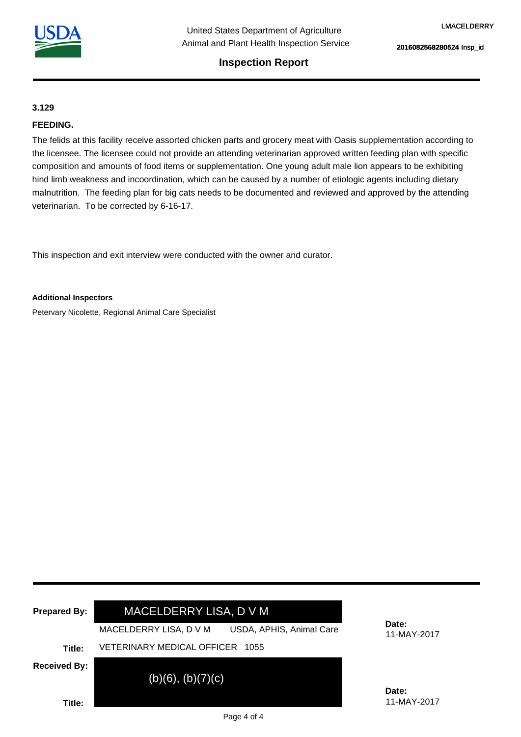### 3.129

### FEEDING.

The felids at this facility receive assorted chicken parts and grocery meat with Oasis supplementation according to the licensee. The licensee could not provide an attending veterinarian approved written feeding plan with specific composition and amounts of food items or supplementation. One young adult male lion appears to be exhibiting hind limb weakness and incoordination, which can be caused by a number of etiologic agents including dietary malnutrition. The feeding plan for big cats needs to be documented and reviewed and approved by the attending veterinarian. To be corrected by 6-16-17.

This inspection and exit interview were conducted with the owner and curator.

**Additional Inspectors**

Petervary Nicolette, Regional Animal Care Specialist

| | | |
|---|---|---|
| **Prepared By:** | MACELDERRY LISA, D V M<br>MACELDERRY LISA, D V M USDA, APHIS, Animal Care | **Date:** 11-MAY-2017 |
| **Title:** | VETERINARY MEDICAL OFFICER 1055 | |
| **Received By:** | (b)(6), (b)(7)(c) | **Date:** 11-MAY-2017 |
| **Title:** | | |